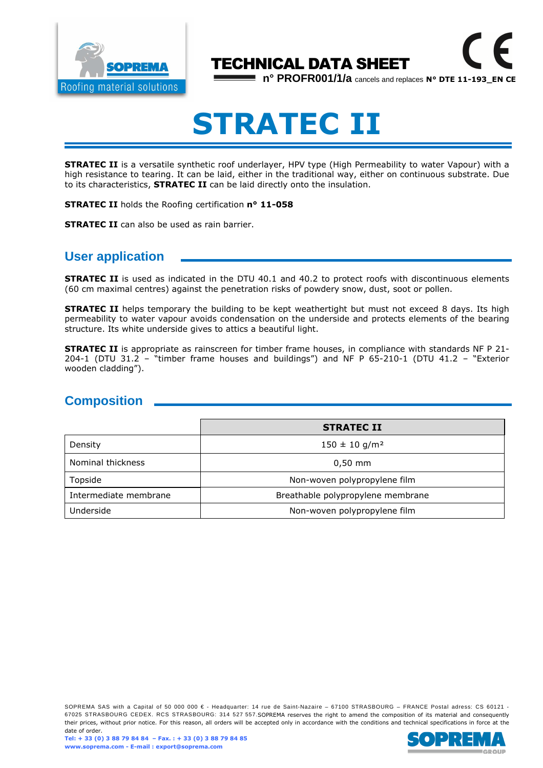TECHNICAL DATA SHEET

n° PROFR001/1/a cancels and replaces **N° DTE 11-193_EN CE**

# STRATEC II

**STRATEC II** is a versatile synthetic roof underlayer, HPV type (High Permeability to water Vapour) with a high resistance to tearing. It can be laid, either in the traditional way, either on continuous substrate. Due to its characteristics, **STRATEC II** can be laid directly onto the insulation.

**STRATEC II** holds the Roofing certification **n° 11-058**

**STRATEC II** can also be used as rain barrier.

## User application

**STRATEC II** is used as indicated in the DTU 40.1 and 40.2 to protect roofs with discontinuous elements (60 cm maximal centres) against the penetration risks of powdery snow, dust, soot or pollen.

**STRATEC II** helps temporary the building to be kept weathertight but must not exceed 8 days. Its high permeability to water vapour avoids condensation on the underside and protects elements of the bearing structure. Its white underside gives to attics a beautiful light.

**STRATEC II** is appropriate as rainscreen for timber frame houses, in compliance with standards NF P 21-204-1 (DTU 31.2 – "timber frame houses and buildings") and NF P 65-210-1 (DTU 41.2 – "Exterior wooden cladding").

## Composition

| | STRATEC II |
|---|---|
| Density | 150 ± 10 g/m² |
| Nominal thickness | 0,50 mm |
| Topside | Non-woven polypropylene film |
| Intermediate membrane | Breathable polypropylene membrane |
| Underside | Non-woven polypropylene film |

SOPREMA SAS with a Capital of 50 000 000 € - Headquarter: 14 rue de Saint-Nazaire – 67100 STRASBOURG – FRANCE Postal adress: CS 60121 - 67025 STRASBOURG CEDEX. RCS STRASBOURG: 314 527 557.SOPREMA reserves the right to amend the composition of its material and consequently their prices, without prior notice. For this reason, all orders will be accepted only in accordance with the conditions and technical specifications in force at the date of order.

**Tel: + 33 (0) 3 88 79 84 84 – Fax. : + 33 (0) 3 88 79 84 85**
**www.soprema.com - E-mail : export@soprema.com**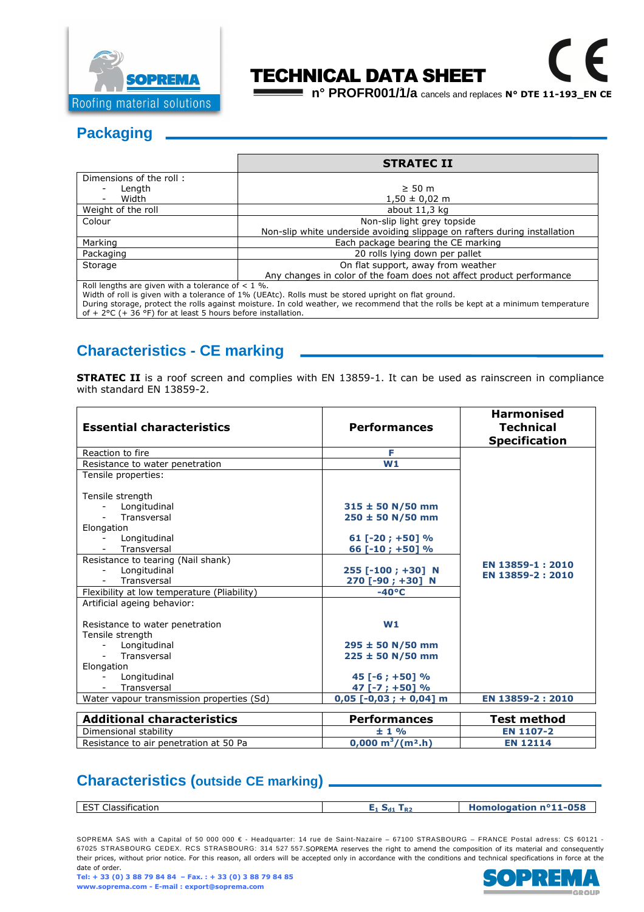# TECHNICAL DATA SHEET

**n° PROFR001/1/a** cancels and replaces **N° DTE 11-193_EN CE**

## Packaging

| | STRATEC II |
|---|---|
| Dimensions of the roll : <br> - Length <br> - Width | <br> ≥ 50 m <br> 1,50 ± 0,02 m |
| Weight of the roll | about 11,3 kg |
| Colour | Non-slip light grey topside <br> Non-slip white underside avoiding slippage on rafters during installation |
| Marking | Each package bearing the CE marking |
| Packaging | 20 rolls lying down per pallet |
| Storage | On flat support, away from weather <br> Any changes in color of the foam does not affect product performance |

Roll lengths are given with a tolerance of < 1 %.
Width of roll is given with a tolerance of 1% (UEAtc). Rolls must be stored upright on flat ground.
During storage, protect the rolls against moisture. In cold weather, we recommend that the rolls be kept at a minimum temperature of + 2°C (+ 36 °F) for at least 5 hours before installation.

## Characteristics - CE marking

**STRATEC II** is a roof screen and complies with EN 13859-1. It can be used as rainscreen in compliance with standard EN 13859-2.

| Essential characteristics | Performances | Harmonised Technical Specification |
|---|---|---|
| Reaction to fire | **F** | **EN 13859-1 : 2010** <br> **EN 13859-2 : 2010** |
| Resistance to water penetration | **W1** | |
| Tensile properties: <br><br> Tensile strength <br> - Longitudinal <br> - Transversal <br> Elongation <br> - Longitudinal <br> - Transversal | <br><br><br> **315 ± 50 N/50 mm** <br> **250 ± 50 N/50 mm** <br><br> **61 [-20 ; +50] %** <br> **66 [-10 ; +50] %** | |
| Resistance to tearing (Nail shank) <br> - Longitudinal <br> - Transversal | <br> **255 [-100 ; +30] N** <br> **270 [-90 ; +30] N** | |
| Flexibility at low temperature (Pliability) | **-40°C** | |
| Artificial ageing behavior: <br><br> Resistance to water penetration <br> Tensile strength <br> - Longitudinal <br> - Transversal <br> Elongation <br> - Longitudinal <br> - Transversal | <br><br> **W1** <br><br> **295 ± 50 N/50 mm** <br> **225 ± 50 N/50 mm** <br><br> **45 [-6 ; +50] %** <br> **47 [-7 ; +50] %** | |
| Water vapour transmission properties (Sd) | **0,05 [-0,03 ; + 0,04] m** | **EN 13859-2 : 2010** |

| Additional characteristics | Performances | Test method |
|---|---|---|
| Dimensional stability | **± 1 %** | **EN 1107-2** |
| Resistance to air penetration at 50 Pa | **0,000 $m^3/(m^2.h)$** | **EN 12114** |

## Characteristics (outside CE marking)

| EST Classification | $E_1$ $S_{d1}$ $T_{R2}$ | **Homologation n°11-058** |
|---|---|---|

SOPREMA SAS with a Capital of 50 000 000 € - Headquarter: 14 rue de Saint-Nazaire – 67100 STRASBOURG – FRANCE Postal adress: CS 60121 - 67025 STRASBOURG CEDEX. RCS STRASBOURG: 314 527 557.SOPREMA reserves the right to amend the composition of its material and consequently their prices, without prior notice. For this reason, all orders will be accepted only in accordance with the conditions and technical specifications in force at the date of order.

**Tel: + 33 (0) 3 88 79 84 84 – Fax. : + 33 (0) 3 88 79 84 85**
**www.soprema.com - E-mail : export@soprema.com**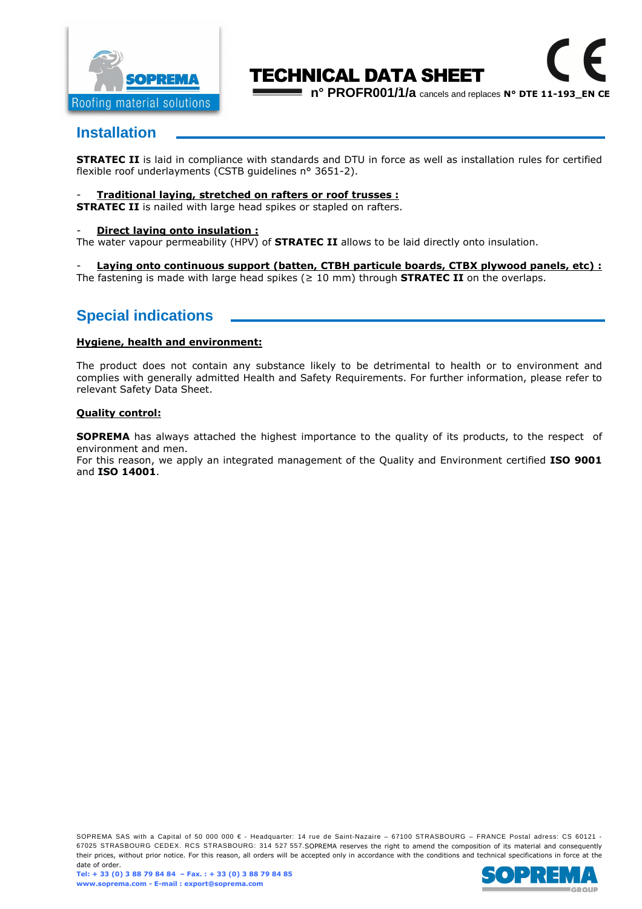## Installation

**STRATEC II** is laid in compliance with standards and DTU in force as well as installation rules for certified flexible roof underlayments (CSTB guidelines n° 3651-2).

- **Traditional laying, stretched on rafters or roof trusses :**

**STRATEC II** is nailed with large head spikes or stapled on rafters.

- **Direct laying onto insulation :**

The water vapour permeability (HPV) of **STRATEC II** allows to be laid directly onto insulation.

- **Laying onto continuous support (batten, CTBH particule boards, CTBX plywood panels, etc) :**

The fastening is made with large head spikes (≥ 10 mm) through **STRATEC II** on the overlaps.

## Special indications

**Hygiene, health and environment:**

The product does not contain any substance likely to be detrimental to health or to environment and complies with generally admitted Health and Safety Requirements. For further information, please refer to relevant Safety Data Sheet.

**Quality control:**

**SOPREMA** has always attached the highest importance to the quality of its products, to the respect of environment and men.
For this reason, we apply an integrated management of the Quality and Environment certified **ISO 9001** and **ISO 14001**.